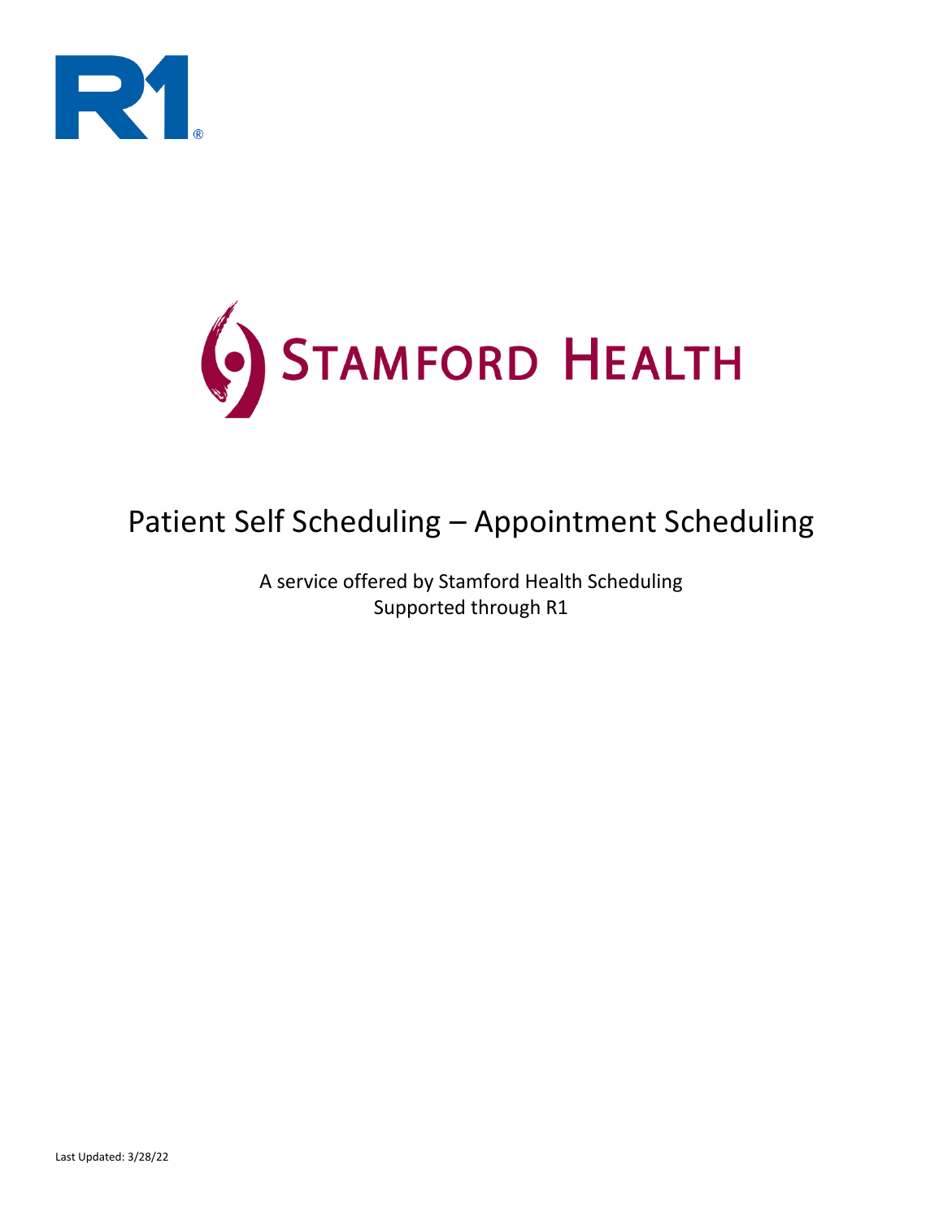# Patient Self Scheduling – Appointment Scheduling

A service offered by Stamford Health Scheduling
Supported through R1

Last Updated: 3/28/22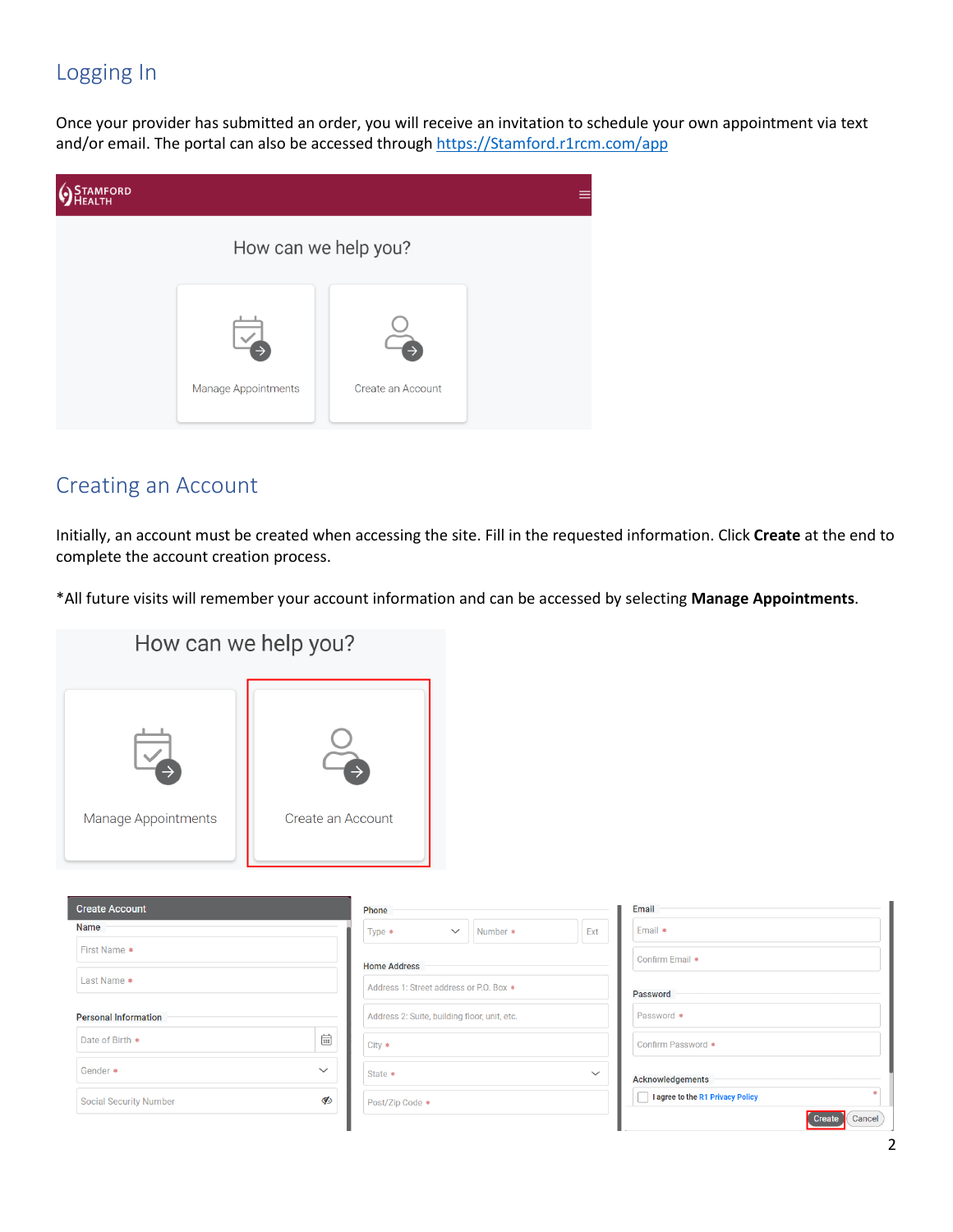## Logging In

Once your provider has submitted an order, you will receive an invitation to schedule your own appointment via text and/or email. The portal can also be accessed through https://Stamford.r1rcm.com/app

## Creating an Account

Initially, an account must be created when accessing the site. Fill in the requested information. Click **Create** at the end to complete the account creation process.

*All future visits will remember your account information and can be accessed by selecting **Manage Appointments**.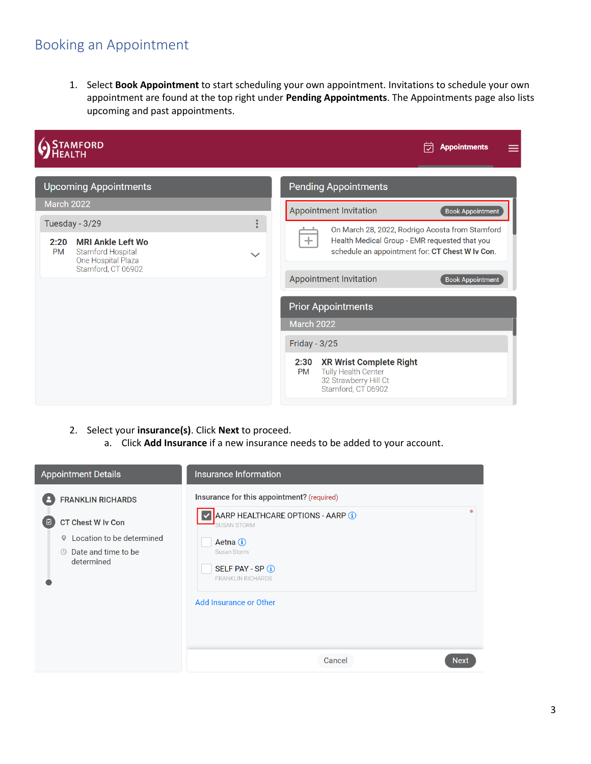## Booking an Appointment

1. Select **Book Appointment** to start scheduling your own appointment. Invitations to schedule your own appointment are found at the top right under **Pending Appointments**. The Appointments page also lists upcoming and past appointments.

2. Select your **insurance(s)**. Click **Next** to proceed.
   a. Click **Add Insurance** if a new insurance needs to be added to your account.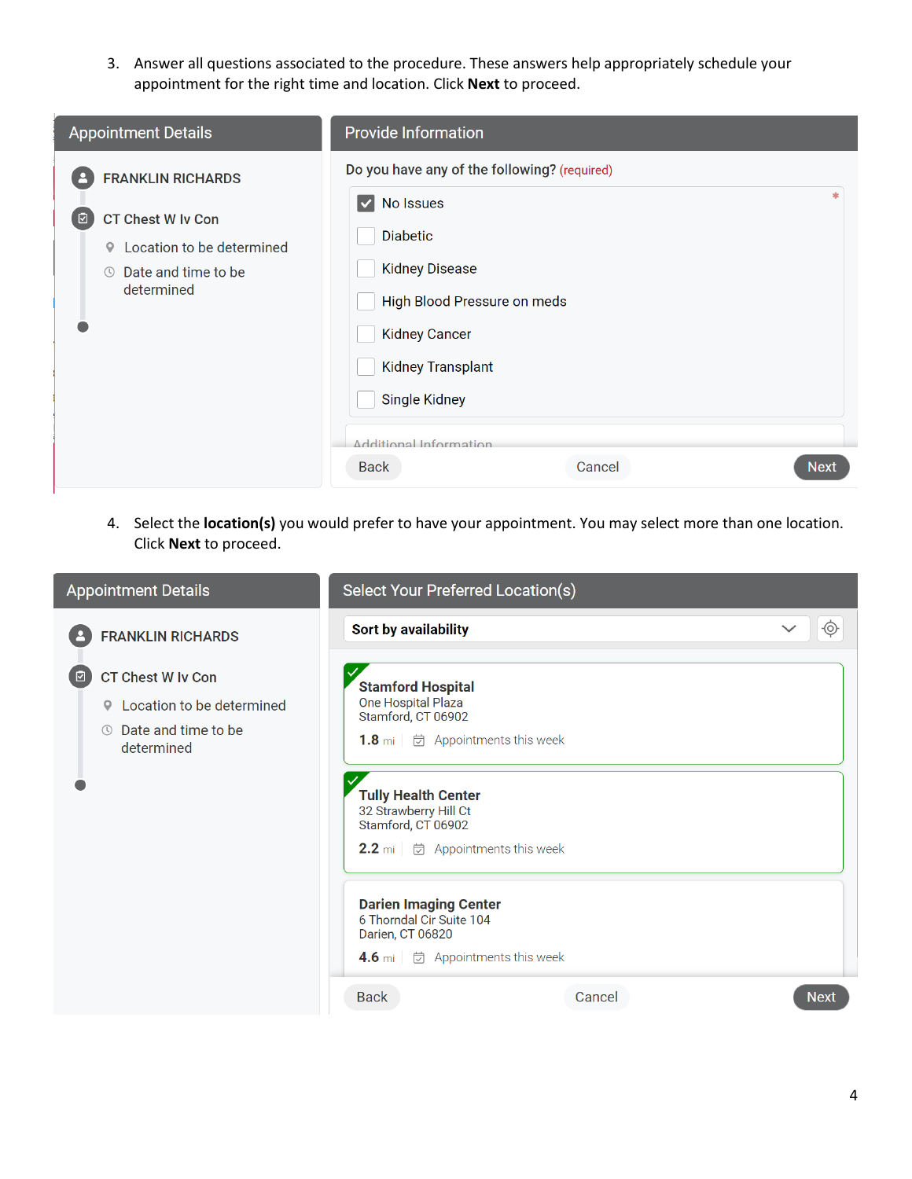3. Answer all questions associated to the procedure. These answers help appropriately schedule your appointment for the right time and location. Click **Next** to proceed.

**Appointment Details**

FRANKLIN RICHARDS

CT Chest W Iv Con

Location to be determined

Date and time to be determined

**Provide Information**

Do you have any of the following? (required)

- [x] No Issues
- [ ] Diabetic
- [ ] Kidney Disease
- [ ] High Blood Pressure on meds
- [ ] Kidney Cancer
- [ ] Kidney Transplant
- [ ] Single Kidney

Additional Information

Back | Cancel | Next

4. Select the **location(s)** you would prefer to have your appointment. You may select more than one location. Click **Next** to proceed.

**Appointment Details**

FRANKLIN RICHARDS

CT Chest W Iv Con

Location to be determined

Date and time to be determined

**Select Your Preferred Location(s)**

Sort by availability

**Stamford Hospital**
One Hospital Plaza
Stamford, CT 06902
1.8 mi | Appointments this week

**Tully Health Center**
32 Strawberry Hill Ct
Stamford, CT 06902
2.2 mi | Appointments this week

**Darien Imaging Center**
6 Thorndal Cir Suite 104
Darien, CT 06820
4.6 mi | Appointments this week

Back | Cancel | Next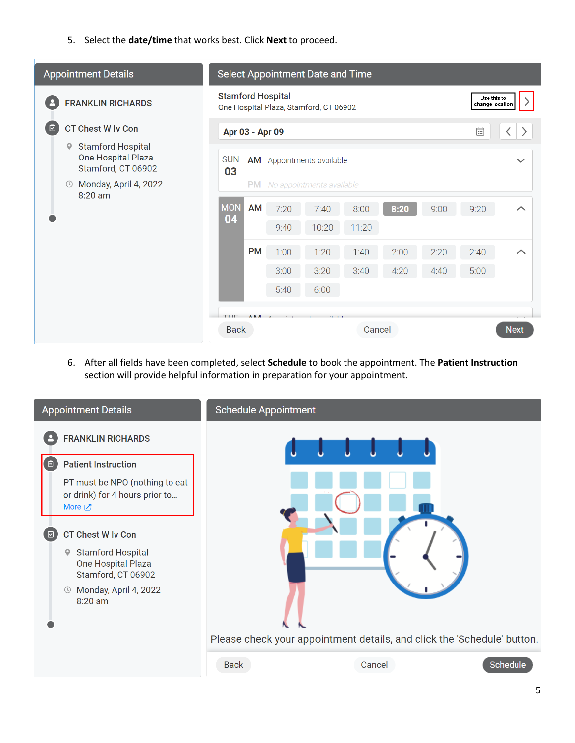5. Select the **date/time** that works best. Click **Next** to proceed.

6. After all fields have been completed, select **Schedule** to book the appointment. The **Patient Instruction** section will provide helpful information in preparation for your appointment.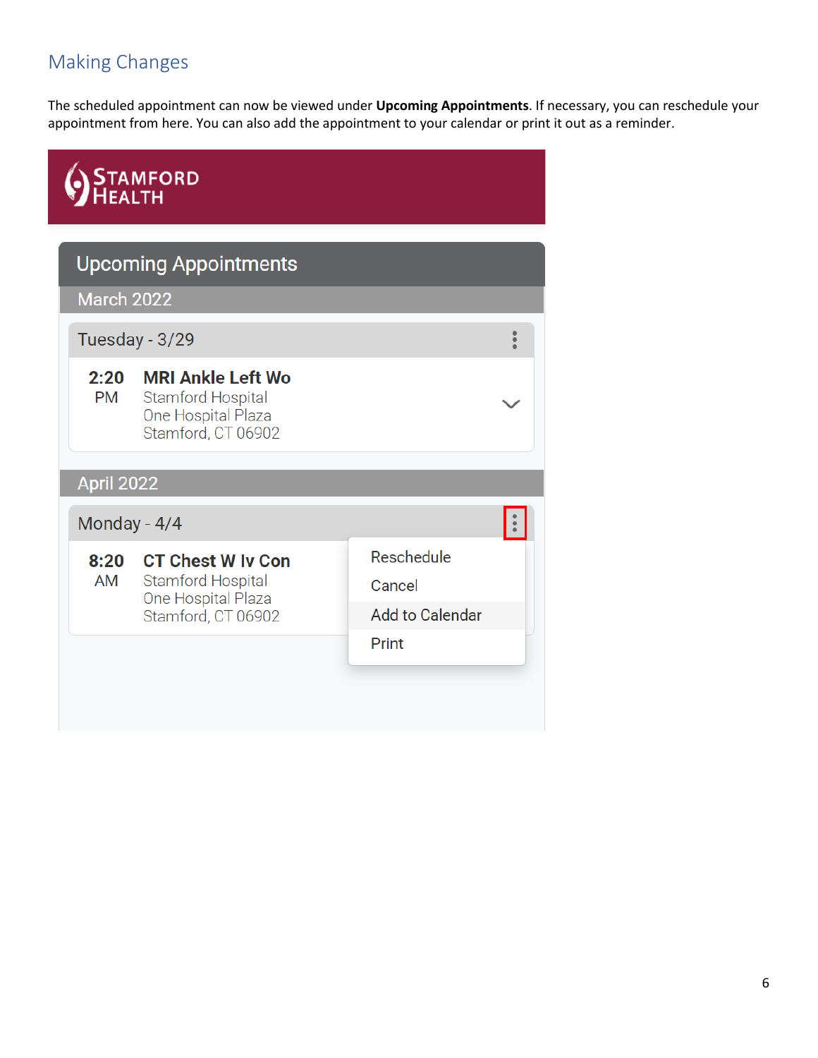## Making Changes

The scheduled appointment can now be viewed under **Upcoming Appointments**. If necessary, you can reschedule your appointment from here. You can also add the appointment to your calendar or print it out as a reminder.

STAMFORD HEALTH

Upcoming Appointments

March 2022

Tuesday - 3/29

2:20 PM

**MRI Ankle Left Wo**
Stamford Hospital
One Hospital Plaza
Stamford, CT 06902

April 2022

Monday - 4/4

8:20 AM

**CT Chest W Iv Con**
Stamford Hospital
One Hospital Plaza
Stamford, CT 06902

Reschedule
Cancel
Add to Calendar
Print